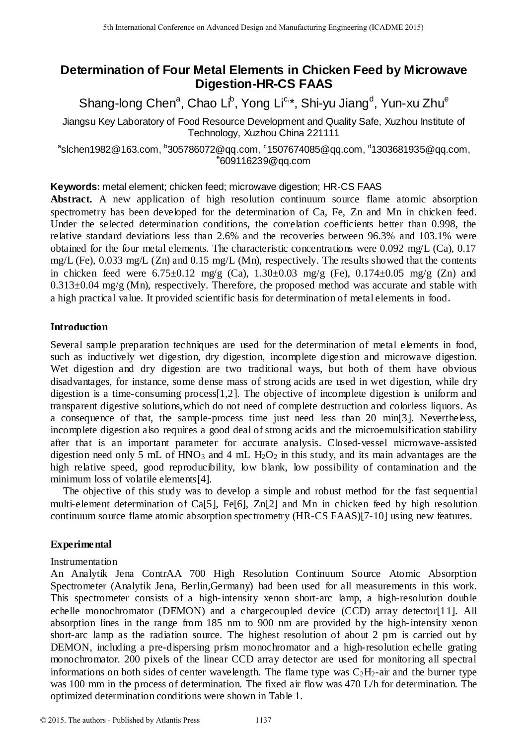# Determination of Four Metal Elements in Chicken Feed by Microwave Digestion-HR-CS FAAS

Shang-long Chen[a], Chao Li[b], Yong Li[c,*], Shi-yu Jiang[d], Yun-xu Zhu[e]

Jiangsu Key Laboratory of Food Resource Development and Quality Safe, Xuzhou Institute of Technology, Xuzhou China 221111

[a]slchen1982@163.com, [b]305786072@qq.com, [c]1507674085@qq.com, [d]1303681935@qq.com, [e]609116239@qq.com

**Keywords:** metal element; chicken feed; microwave digestion; HR-CS FAAS

**Abstract.** A new application of high resolution continuum source flame atomic absorption spectrometry has been developed for the determination of Ca, Fe, Zn and Mn in chicken feed. Under the selected determination conditions, the correlation coefficients better than 0.998, the relative standard deviations less than 2.6% and the recoveries between 96.3% and 103.1% were obtained for the four metal elements. The characteristic concentrations were 0.092 mg/L (Ca), 0.17 mg/L (Fe), 0.033 mg/L (Zn) and 0.15 mg/L (Mn), respectively. The results showed that the contents in chicken feed were 6.75±0.12 mg/g (Ca), 1.30±0.03 mg/g (Fe), 0.174±0.05 mg/g (Zn) and 0.313±0.04 mg/g (Mn), respectively. Therefore, the proposed method was accurate and stable with a high practical value. It provided scientific basis for determination of metal elements in food.

## Introduction

Several sample preparation techniques are used for the determination of metal elements in food, such as inductively wet digestion, dry digestion, incomplete digestion and microwave digestion. Wet digestion and dry digestion are two traditional ways, but both of them have obvious disadvantages, for instance, some dense mass of strong acids are used in wet digestion, while dry digestion is a time-consuming process[1,2]. The objective of incomplete digestion is uniform and transparent digestive solutions,which do not need of complete destruction and colorless liquors. As a consequence of that, the sample-process time just need less than 20 min[3]. Nevertheless, incomplete digestion also requires a good deal of strong acids and the microemulsification stability after that is an important parameter for accurate analysis. Closed-vessel microwave-assisted digestion need only 5 mL of $HNO_3$ and 4 mL $H_2O_2$ in this study, and its main advantages are the high relative speed, good reproducibility, low blank, low possibility of contamination and the minimum loss of volatile elements[4].

The objective of this study was to develop a simple and robust method for the fast sequential multi-element determination of Ca[5], Fe[6], Zn[2] and Mn in chicken feed by high resolution continuum source flame atomic absorption spectrometry (HR-CS FAAS)[7-10] using new features.

## Experimental

### Instrumentation

An Analytik Jena ContrAA 700 High Resolution Continuum Source Atomic Absorption Spectrometer (Analytik Jena, Berlin,Germany) had been used for all measurements in this work. This spectrometer consists of a high-intensity xenon short-arc lamp, a high-resolution double echelle monochromator (DEMON) and a chargecoupled device (CCD) array detector[11]. All absorption lines in the range from 185 nm to 900 nm are provided by the high-intensity xenon short-arc lamp as the radiation source. The highest resolution of about 2 pm is carried out by DEMON, including a pre-dispersing prism monochromator and a high-resolution echelle grating monochromator. 200 pixels of the linear CCD array detector are used for monitoring all spectral informations on both sides of center wavelength. The flame type was $C_2H_2$-air and the burner type was 100 mm in the process of determination. The fixed air flow was 470 L/h for determination. The optimized determination conditions were shown in Table 1.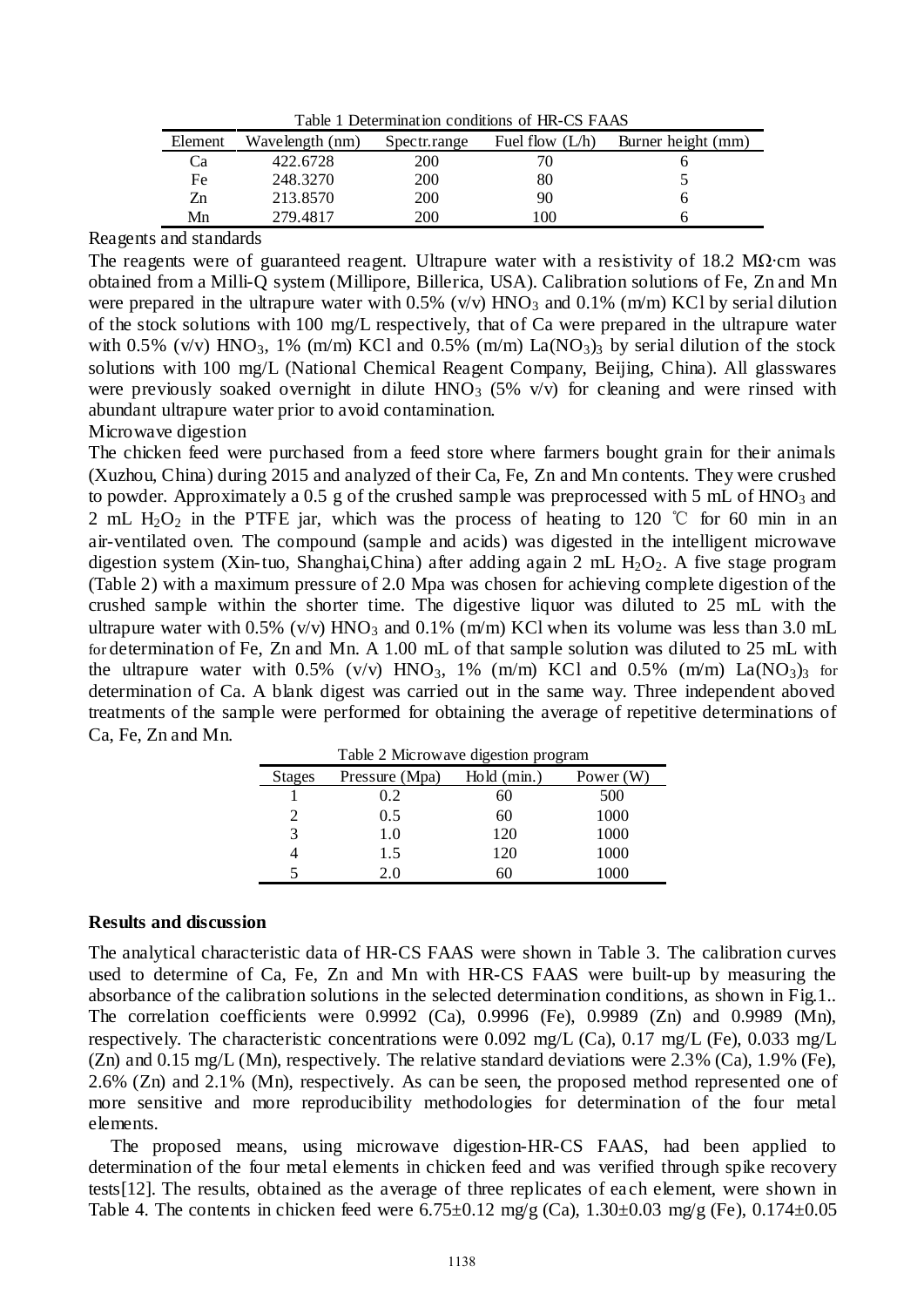Table 1 Determination conditions of HR-CS FAAS

| Element | Wavelength (nm) | Spectr.range | Fuel flow (L/h) | Burner height (mm) |
|---|---|---|---|---|
| Ca | 422.6728 | 200 | 70 | 6 |
| Fe | 248.3270 | 200 | 80 | 5 |
| Zn | 213.8570 | 200 | 90 | 6 |
| Mn | 279.4817 | 200 | 100 | 6 |

Reagents and standards

The reagents were of guaranteed reagent. Ultrapure water with a resistivity of 18.2 MΩ·cm was obtained from a Milli-Q system (Millipore, Billerica, USA). Calibration solutions of Fe, Zn and Mn were prepared in the ultrapure water with 0.5% (v/v) $HNO_3$ and 0.1% (m/m) KCl by serial dilution of the stock solutions with 100 mg/L respectively, that of Ca were prepared in the ultrapure water with 0.5% (v/v) $HNO_3$, 1% (m/m) KCl and 0.5% (m/m) $La(NO_3)_3$ by serial dilution of the stock solutions with 100 mg/L (National Chemical Reagent Company, Beijing, China). All glasswares were previously soaked overnight in dilute $HNO_3$ (5% v/v) for cleaning and were rinsed with abundant ultrapure water prior to avoid contamination.

Microwave digestion

The chicken feed were purchased from a feed store where farmers bought grain for their animals (Xuzhou, China) during 2015 and analyzed of their Ca, Fe, Zn and Mn contents. They were crushed to powder. Approximately a 0.5 g of the crushed sample was preprocessed with 5 mL of $HNO_3$ and 2 mL $H_2O_2$ in the PTFE jar, which was the process of heating to 120 ℃ for 60 min in an air-ventilated oven. The compound (sample and acids) was digested in the intelligent microwave digestion system (Xin-tuo, Shanghai,China) after adding again 2 mL $H_2O_2$. A five stage program (Table 2) with a maximum pressure of 2.0 Mpa was chosen for achieving complete digestion of the crushed sample within the shorter time. The digestive liquor was diluted to 25 mL with the ultrapure water with 0.5% (v/v) $HNO_3$ and 0.1% (m/m) KCl when its volume was less than 3.0 mL for determination of Fe, Zn and Mn. A 1.00 mL of that sample solution was diluted to 25 mL with the ultrapure water with 0.5% (v/v) $HNO_3$, 1% (m/m) KCl and 0.5% (m/m) $La(NO_3)_3$ for determination of Ca. A blank digest was carried out in the same way. Three independent aboved treatments of the sample were performed for obtaining the average of repetitive determinations of Ca, Fe, Zn and Mn.

Table 2 Microwave digestion program

| Stages | Pressure (Mpa) | Hold (min.) | Power (W) |
|---|---|---|---|
| 1 | 0.2 | 60 | 500 |
| 2 | 0.5 | 60 | 1000 |
| 3 | 1.0 | 120 | 1000 |
| 4 | 1.5 | 120 | 1000 |
| 5 | 2.0 | 60 | 1000 |

## Results and discussion

The analytical characteristic data of HR-CS FAAS were shown in Table 3. The calibration curves used to determine of Ca, Fe, Zn and Mn with HR-CS FAAS were built-up by measuring the absorbance of the calibration solutions in the selected determination conditions, as shown in Fig.1.. The correlation coefficients were 0.9992 (Ca), 0.9996 (Fe), 0.9989 (Zn) and 0.9989 (Mn), respectively. The characteristic concentrations were 0.092 mg/L (Ca), 0.17 mg/L (Fe), 0.033 mg/L (Zn) and 0.15 mg/L (Mn), respectively. The relative standard deviations were 2.3% (Ca), 1.9% (Fe), 2.6% (Zn) and 2.1% (Mn), respectively. As can be seen, the proposed method represented one of more sensitive and more reproducibility methodologies for determination of the four metal elements.

The proposed means, using microwave digestion-HR-CS FAAS, had been applied to determination of the four metal elements in chicken feed and was verified through spike recovery tests[12]. The results, obtained as the average of three replicates of each element, were shown in Table 4. The contents in chicken feed were 6.75±0.12 mg/g (Ca), 1.30±0.03 mg/g (Fe), 0.174±0.05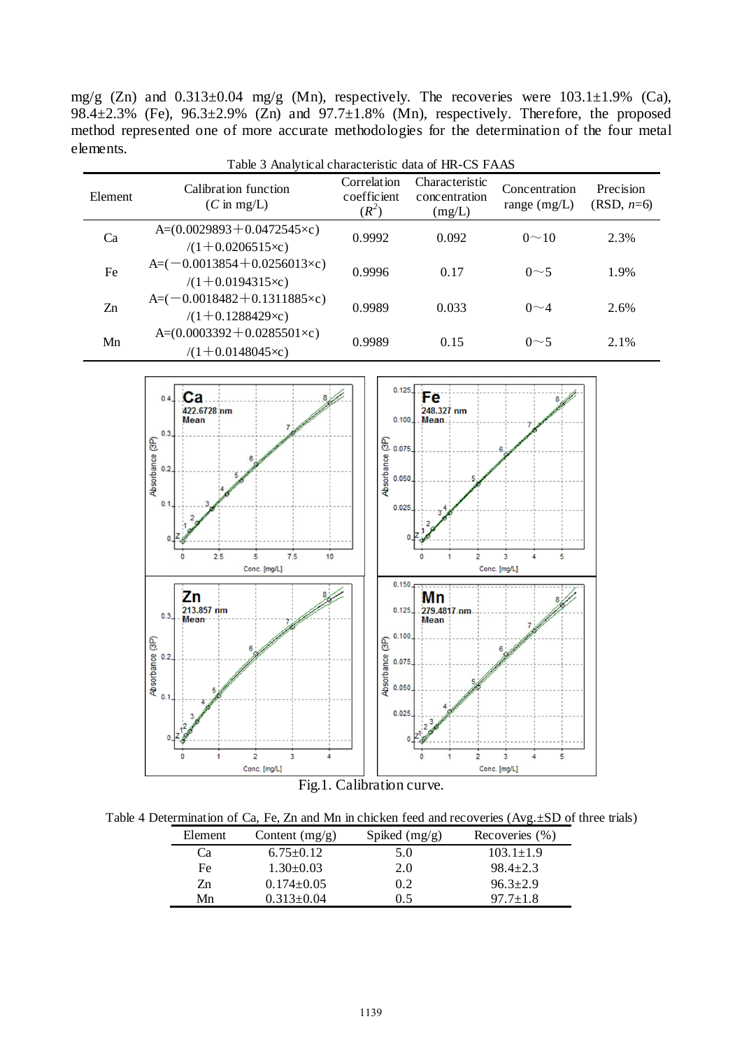mg/g (Zn) and 0.313±0.04 mg/g (Mn), respectively. The recoveries were 103.1±1.9% (Ca), 98.4±2.3% (Fe), 96.3±2.9% (Zn) and 97.7±1.8% (Mn), respectively. Therefore, the proposed method represented one of more accurate methodologies for the determination of the four metal elements.

Table 3 Analytical characteristic data of HR-CS FAAS

| Element | Calibration function ($C$ in mg/L) | Correlation coefficient ($R^2$) | Characteristic concentration (mg/L) | Concentration range (mg/L) | Precision (RSD, $n$=6) |
|---|---|---|---|---|---|
| Ca | $A=(0.0029893+0.0472545\times c)/(1+0.0206515\times c)$ | 0.9992 | 0.092 | 0～10 | 2.3% |
| Fe | $A=(-0.0013854+0.0256013\times c)/(1+0.0194315\times c)$ | 0.9996 | 0.17 | 0～5 | 1.9% |
| Zn | $A=(-0.0018482+0.1311885\times c)/(1+0.1288429\times c)$ | 0.9989 | 0.033 | 0～4 | 2.6% |
| Mn | $A=(0.0003392+0.0285501\times c)/(1+0.0148045\times c)$ | 0.9989 | 0.15 | 0～5 | 2.1% |

Fig.1. Calibration curve.

Table 4 Determination of Ca, Fe, Zn and Mn in chicken feed and recoveries (Avg.±SD of three trials)

| Element | Content (mg/g) | Spiked (mg/g) | Recoveries (%) |
|---|---|---|---|
| Ca | 6.75±0.12 | 5.0 | 103.1±1.9 |
| Fe | 1.30±0.03 | 2.0 | 98.4±2.3 |
| Zn | 0.174±0.05 | 0.2 | 96.3±2.9 |
| Mn | 0.313±0.04 | 0.5 | 97.7±1.8 |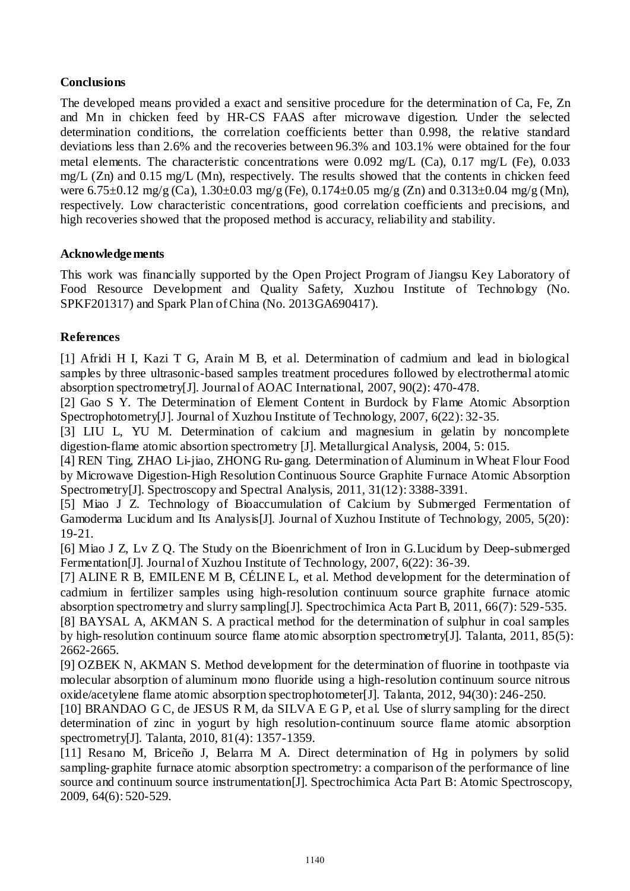## Conclusions

The developed means provided a exact and sensitive procedure for the determination of Ca, Fe, Zn and Mn in chicken feed by HR-CS FAAS after microwave digestion. Under the selected determination conditions, the correlation coefficients better than 0.998, the relative standard deviations less than 2.6% and the recoveries between 96.3% and 103.1% were obtained for the four metal elements. The characteristic concentrations were 0.092 mg/L (Ca), 0.17 mg/L (Fe), 0.033 mg/L (Zn) and 0.15 mg/L (Mn), respectively. The results showed that the contents in chicken feed were 6.75±0.12 mg/g (Ca), 1.30±0.03 mg/g (Fe), 0.174±0.05 mg/g (Zn) and 0.313±0.04 mg/g (Mn), respectively. Low characteristic concentrations, good correlation coefficients and precisions, and high recoveries showed that the proposed method is accuracy, reliability and stability.

## Acknowledgements

This work was financially supported by the Open Project Program of Jiangsu Key Laboratory of Food Resource Development and Quality Safety, Xuzhou Institute of Technology (No. SPKF201317) and Spark Plan of China (No. 2013GA690417).

## References

[1] Afridi H I, Kazi T G, Arain M B, et al. Determination of cadmium and lead in biological samples by three ultrasonic-based samples treatment procedures followed by electrothermal atomic absorption spectrometry[J]. Journal of AOAC International, 2007, 90(2): 470-478.

[2] Gao S Y. The Determination of Element Content in Burdock by Flame Atomic Absorption Spectrophotometry[J]. Journal of Xuzhou Institute of Technology, 2007, 6(22): 32-35.

[3] LIU L, YU M. Determination of calcium and magnesium in gelatin by noncomplete digestion-flame atomic absortion spectrometry [J]. Metallurgical Analysis, 2004, 5: 015.

[4] REN Ting, ZHAO Li-jiao, ZHONG Ru-gang. Determination of Aluminum in Wheat Flour Food by Microwave Digestion-High Resolution Continuous Source Graphite Furnace Atomic Absorption Spectrometry[J]. Spectroscopy and Spectral Analysis, 2011, 31(12): 3388-3391.

[5] Miao J Z. Technology of Bioaccumulation of Calcium by Submerged Fermentation of Gamoderma Lucidum and Its Analysis[J]. Journal of Xuzhou Institute of Technology, 2005, 5(20): 19-21.

[6] Miao J Z, Lv Z Q. The Study on the Bioenrichment of Iron in G.Lucidum by Deep-submerged Fermentation[J]. Journal of Xuzhou Institute of Technology, 2007, 6(22): 36-39.

[7] ALINE R B, EMILENE M B, CÉLINE L, et al. Method development for the determination of cadmium in fertilizer samples using high-resolution continuum source graphite furnace atomic absorption spectrometry and slurry sampling[J]. Spectrochimica Acta Part B, 2011, 66(7): 529-535.

[8] BAYSAL A, AKMAN S. A practical method for the determination of sulphur in coal samples by high-resolution continuum source flame atomic absorption spectrometry[J]. Talanta, 2011, 85(5): 2662-2665.

[9] OZBEK N, AKMAN S. Method development for the determination of fluorine in toothpaste via molecular absorption of aluminum mono fluoride using a high-resolution continuum source nitrous oxide/acetylene flame atomic absorption spectrophotometer[J]. Talanta, 2012, 94(30): 246-250.

[10] BRANDAO G C, de JESUS R M, da SILVA E G P, et al. Use of slurry sampling for the direct determination of zinc in yogurt by high resolution-continuum source flame atomic absorption spectrometry[J]. Talanta, 2010, 81(4): 1357-1359.

[11] Resano M, Briceño J, Belarra M A. Direct determination of Hg in polymers by solid sampling-graphite furnace atomic absorption spectrometry: a comparison of the performance of line source and continuum source instrumentation[J]. Spectrochimica Acta Part B: Atomic Spectroscopy, 2009, 64(6): 520-529.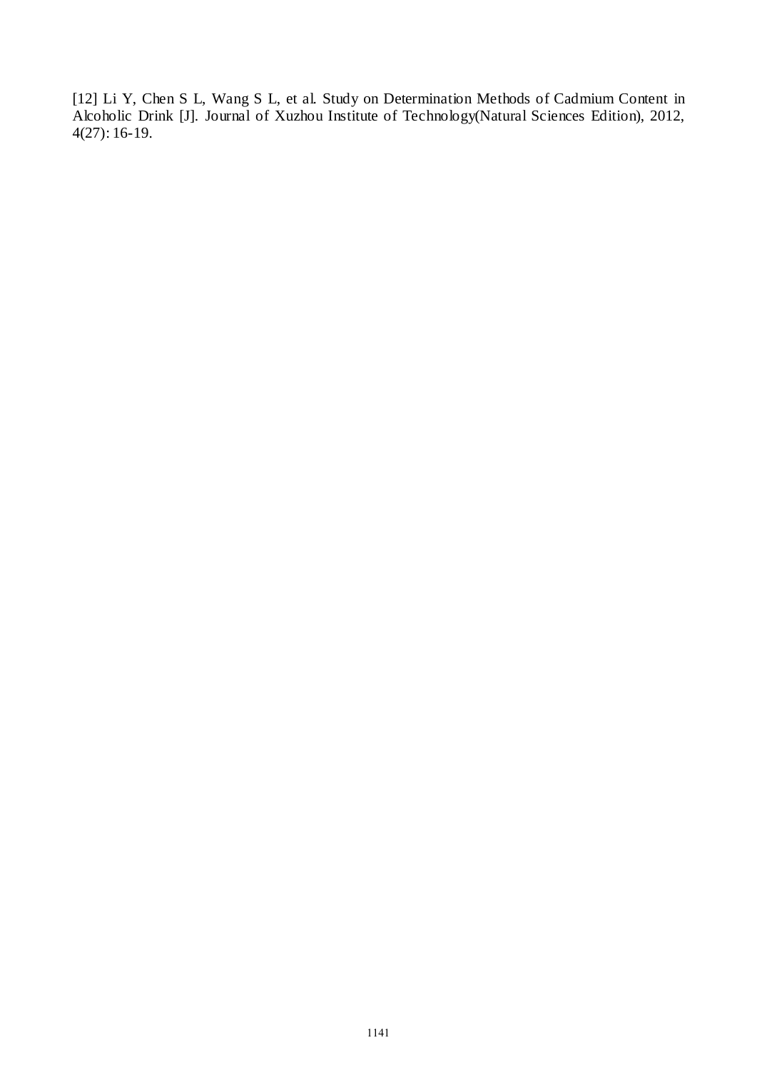[12] Li Y, Chen S L, Wang S L, et al. Study on Determination Methods of Cadmium Content in Alcoholic Drink [J]. Journal of Xuzhou Institute of Technology(Natural Sciences Edition), 2012, 4(27): 16-19.